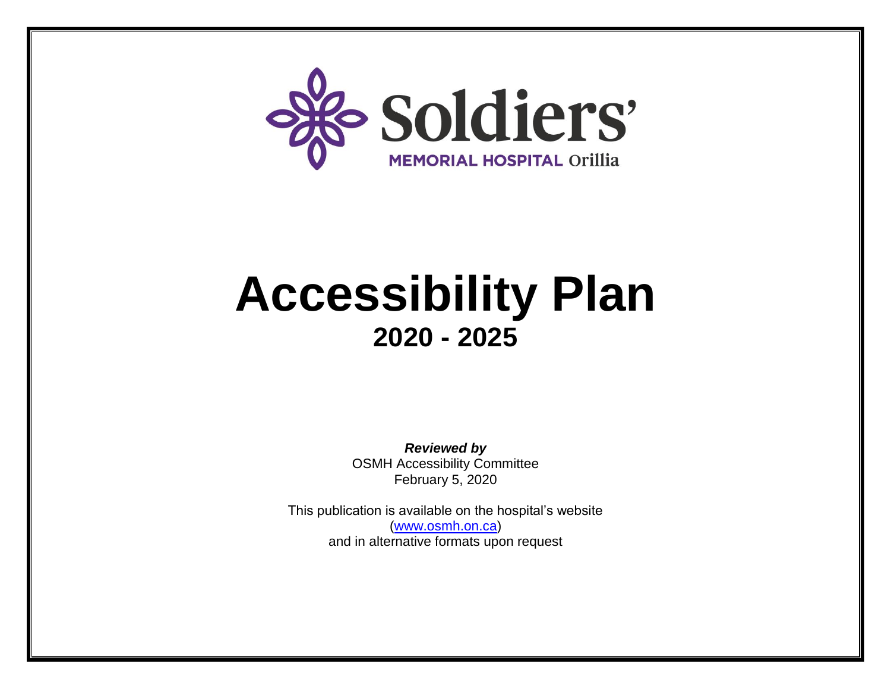Soldiers'

MEMORIAL HOSPITAL Orillia

# Accessibility Plan

## 2020 - 2025

***Reviewed by***
OSMH Accessibility Committee
February 5, 2020

This publication is available on the hospital's website
([www.osmh.on.ca](http://www.osmh.on.ca))
and in alternative formats upon request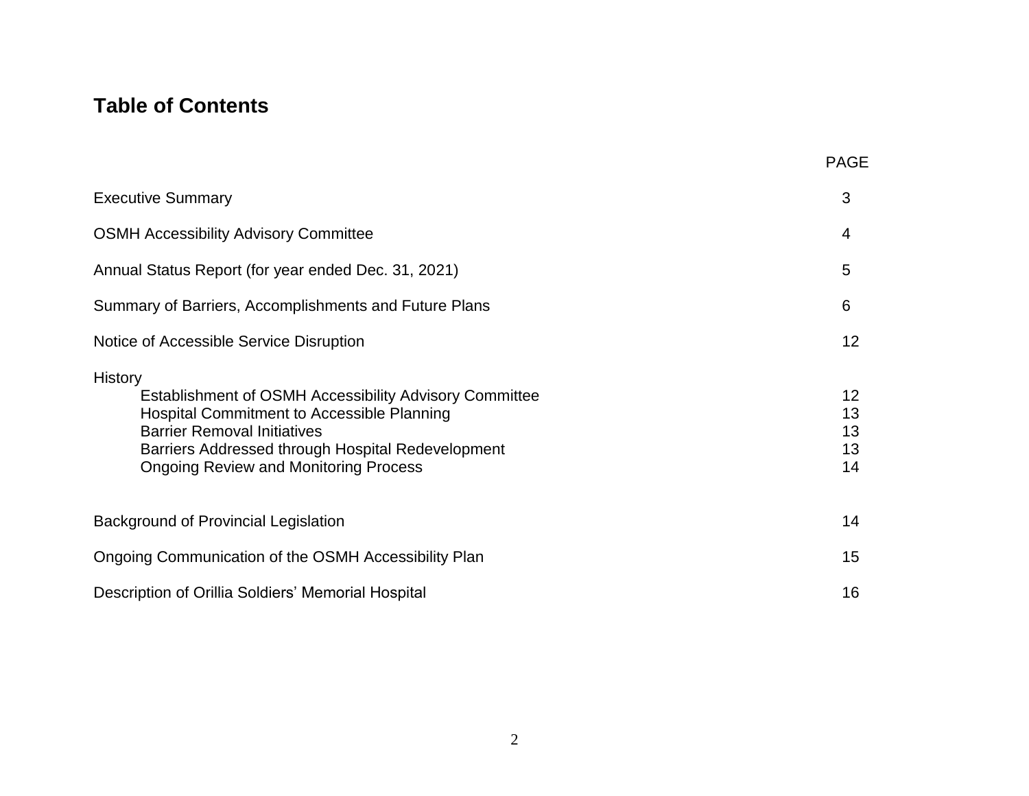# Table of Contents

| | PAGE |
|---|---|
| Executive Summary | 3 |
| OSMH Accessibility Advisory Committee | 4 |
| Annual Status Report (for year ended Dec. 31, 2021) | 5 |
| Summary of Barriers, Accomplishments and Future Plans | 6 |
| Notice of Accessible Service Disruption | 12 |
| History | |
| Establishment of OSMH Accessibility Advisory Committee | 12 |
| Hospital Commitment to Accessible Planning | 13 |
| Barrier Removal Initiatives | 13 |
| Barriers Addressed through Hospital Redevelopment | 13 |
| Ongoing Review and Monitoring Process | 14 |
| Background of Provincial Legislation | 14 |
| Ongoing Communication of the OSMH Accessibility Plan | 15 |
| Description of Orillia Soldiers' Memorial Hospital | 16 |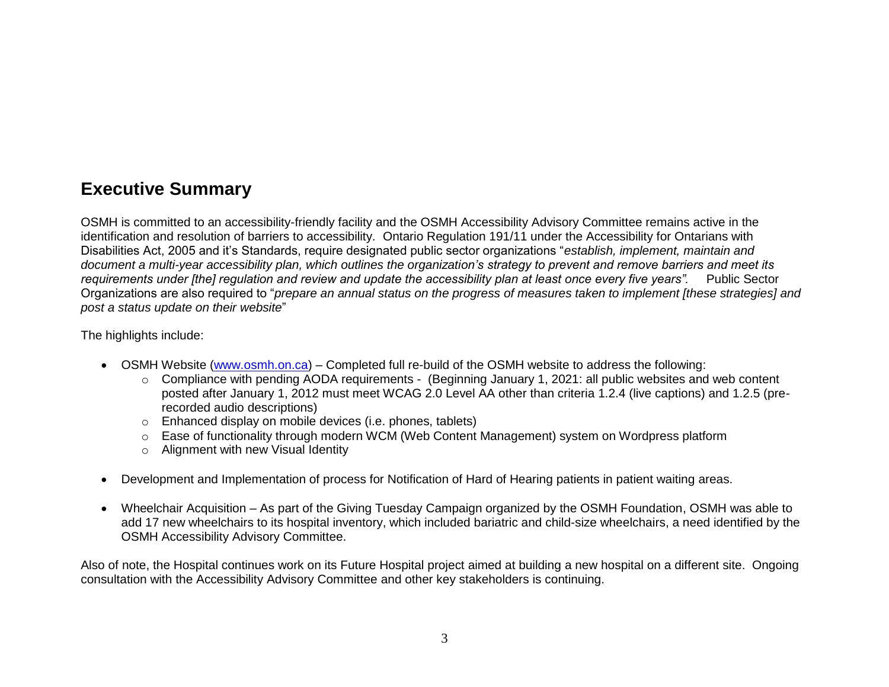## Executive Summary

OSMH is committed to an accessibility-friendly facility and the OSMH Accessibility Advisory Committee remains active in the identification and resolution of barriers to accessibility. Ontario Regulation 191/11 under the Accessibility for Ontarians with Disabilities Act, 2005 and it's Standards, require designated public sector organizations "*establish, implement, maintain and document a multi-year accessibility plan, which outlines the organization's strategy to prevent and remove barriers and meet its requirements under [the] regulation and review and update the accessibility plan at least once every five years".* Public Sector Organizations are also required to "*prepare an annual status on the progress of measures taken to implement [these strategies] and post a status update on their website*"

The highlights include:

- OSMH Website ([www.osmh.on.ca](http://www.osmh.on.ca)) – Completed full re-build of the OSMH website to address the following:
    - Compliance with pending AODA requirements - (Beginning January 1, 2021: all public websites and web content posted after January 1, 2012 must meet WCAG 2.0 Level AA other than criteria 1.2.4 (live captions) and 1.2.5 (pre-recorded audio descriptions)
    - Enhanced display on mobile devices (i.e. phones, tablets)
    - Ease of functionality through modern WCM (Web Content Management) system on Wordpress platform
    - Alignment with new Visual Identity

- Development and Implementation of process for Notification of Hard of Hearing patients in patient waiting areas.

- Wheelchair Acquisition – As part of the Giving Tuesday Campaign organized by the OSMH Foundation, OSMH was able to add 17 new wheelchairs to its hospital inventory, which included bariatric and child-size wheelchairs, a need identified by the OSMH Accessibility Advisory Committee.

Also of note, the Hospital continues work on its Future Hospital project aimed at building a new hospital on a different site. Ongoing consultation with the Accessibility Advisory Committee and other key stakeholders is continuing.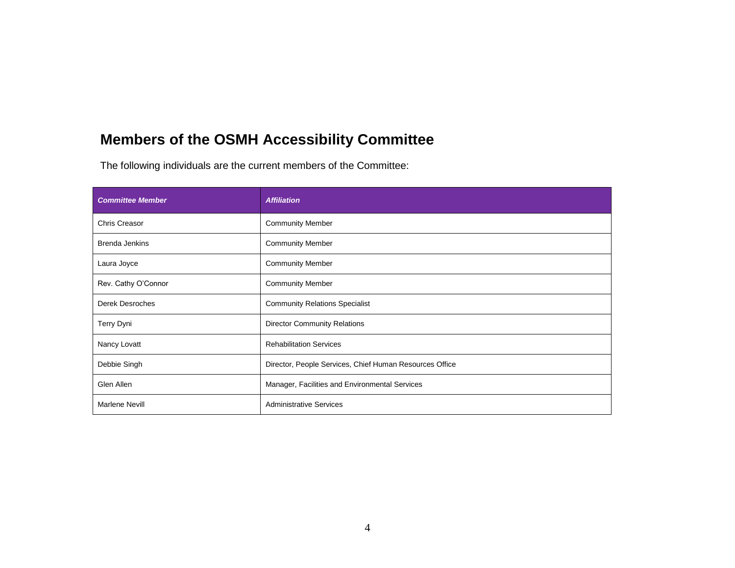## Members of the OSMH Accessibility Committee

The following individuals are the current members of the Committee:

| ***Committee Member*** | ***Affiliation*** |
|---|---|
| Chris Creasor | Community Member |
| Brenda Jenkins | Community Member |
| Laura Joyce | Community Member |
| Rev. Cathy O'Connor | Community Member |
| Derek Desroches | Community Relations Specialist |
| Terry Dyni | Director Community Relations |
| Nancy Lovatt | Rehabilitation Services |
| Debbie Singh | Director, People Services, Chief Human Resources Office |
| Glen Allen | Manager, Facilities and Environmental Services |
| Marlene Nevill | Administrative Services |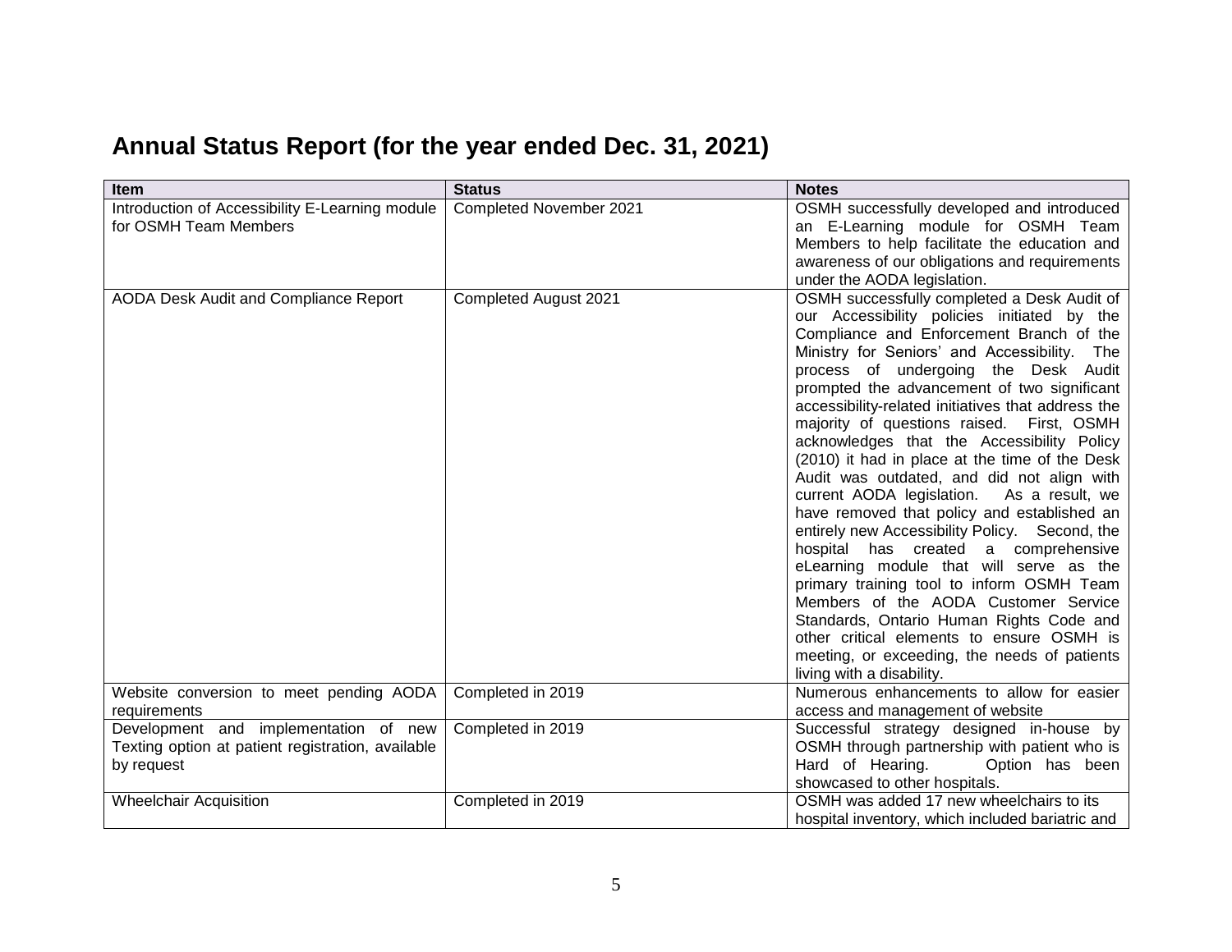# Annual Status Report (for the year ended Dec. 31, 2021)

| Item | Status | Notes |
|---|---|---|
| Introduction of Accessibility E-Learning module for OSMH Team Members | Completed November 2021 | OSMH successfully developed and introduced an E-Learning module for OSMH Team Members to help facilitate the education and awareness of our obligations and requirements under the AODA legislation. |
| AODA Desk Audit and Compliance Report | Completed August 2021 | OSMH successfully completed a Desk Audit of our Accessibility policies initiated by the Compliance and Enforcement Branch of the Ministry for Seniors' and Accessibility. The process of undergoing the Desk Audit prompted the advancement of two significant accessibility-related initiatives that address the majority of questions raised. First, OSMH acknowledges that the Accessibility Policy (2010) it had in place at the time of the Desk Audit was outdated, and did not align with current AODA legislation. As a result, we have removed that policy and established an entirely new Accessibility Policy. Second, the hospital has created a comprehensive eLearning module that will serve as the primary training tool to inform OSMH Team Members of the AODA Customer Service Standards, Ontario Human Rights Code and other critical elements to ensure OSMH is meeting, or exceeding, the needs of patients living with a disability. |
| Website conversion to meet pending AODA requirements | Completed in 2019 | Numerous enhancements to allow for easier access and management of website |
| Development and implementation of new Texting option at patient registration, available by request | Completed in 2019 | Successful strategy designed in-house by OSMH through partnership with patient who is Hard of Hearing. Option has been showcased to other hospitals. |
| Wheelchair Acquisition | Completed in 2019 | OSMH was added 17 new wheelchairs to its hospital inventory, which included bariatric and |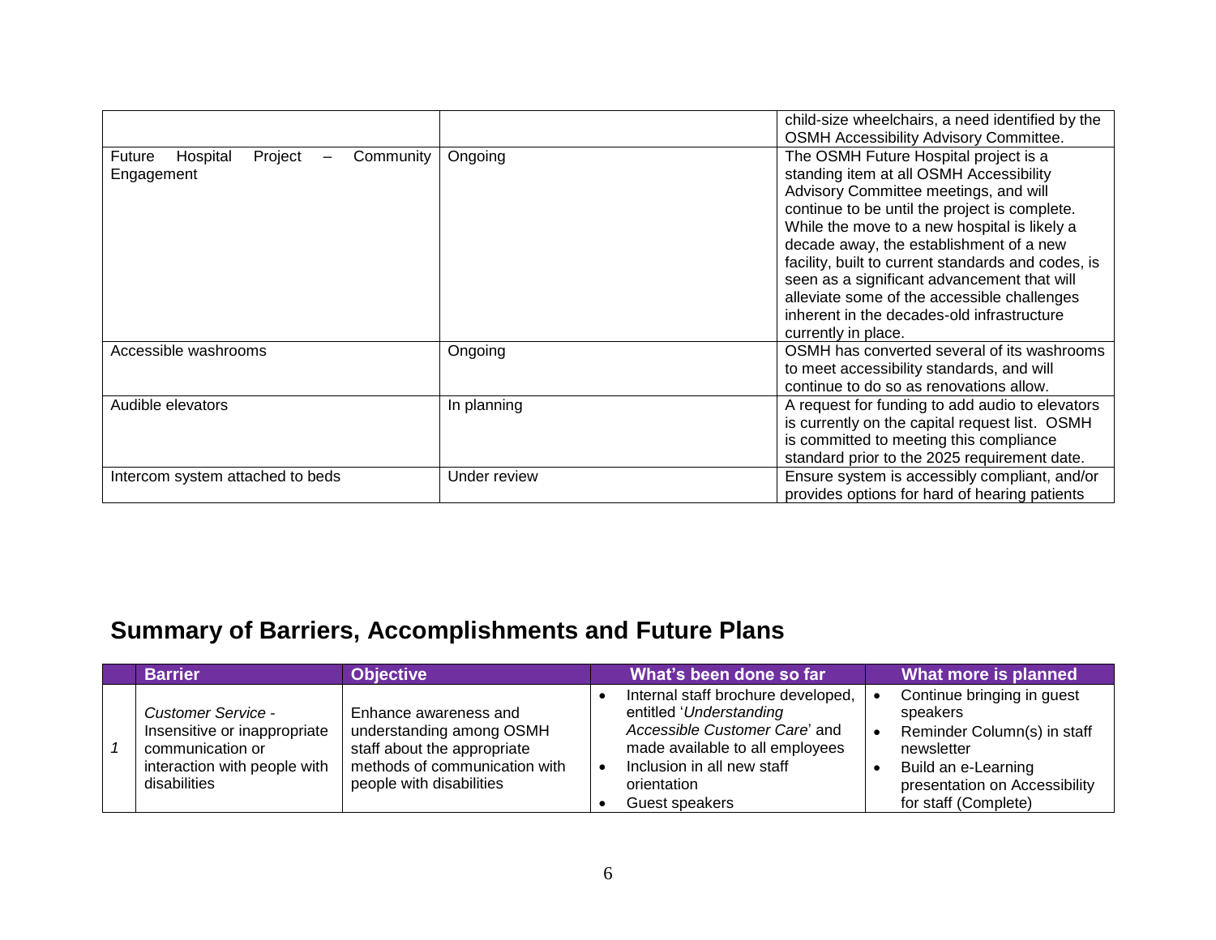| | | |
|---|---|---|
| | | child-size wheelchairs, a need identified by the OSMH Accessibility Advisory Committee. |
| Future Hospital Project – Community Engagement | Ongoing | The OSMH Future Hospital project is a standing item at all OSMH Accessibility Advisory Committee meetings, and will continue to be until the project is complete. While the move to a new hospital is likely a decade away, the establishment of a new facility, built to current standards and codes, is seen as a significant advancement that will alleviate some of the accessible challenges inherent in the decades-old infrastructure currently in place. |
| Accessible washrooms | Ongoing | OSMH has converted several of its washrooms to meet accessibility standards, and will continue to do so as renovations allow. |
| Audible elevators | In planning | A request for funding to add audio to elevators is currently on the capital request list. OSMH is committed to meeting this compliance standard prior to the 2025 requirement date. |
| Intercom system attached to beds | Under review | Ensure system is accessibly compliant, and/or provides options for hard of hearing patients |

## Summary of Barriers, Accomplishments and Future Plans

| | Barrier | Objective | What's been done so far | What more is planned |
|---|---|---|---|---|
| *1* | *Customer Service* - Insensitive or inappropriate communication or interaction with people with disabilities | Enhance awareness and understanding among OSMH staff about the appropriate methods of communication with people with disabilities | • Internal staff brochure developed, entitled '*Understanding Accessible Customer Care*' and made available to all employees<br>• Inclusion in all new staff orientation<br>• Guest speakers | • Continue bringing in guest speakers<br>• Reminder Column(s) in staff newsletter<br>• Build an e-Learning presentation on Accessibility for staff (Complete) |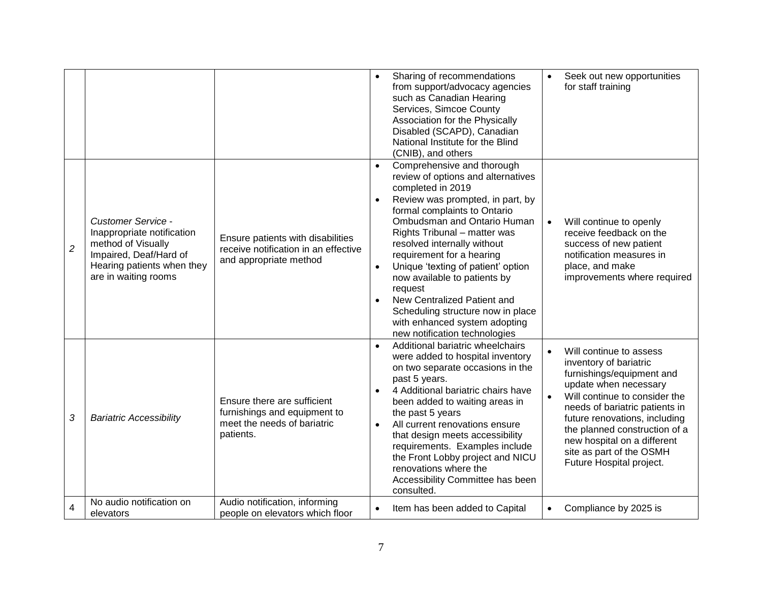| | | | | |
|---|---|---|---|---|
| | | | • Sharing of recommendations from support/advocacy agencies such as Canadian Hearing Services, Simcoe County Association for the Physically Disabled (SCAPD), Canadian National Institute for the Blind (CNIB), and others | • Seek out new opportunities for staff training |
| *2* | *Customer Service* - Inappropriate notification method of Visually Impaired, Deaf/Hard of Hearing patients when they are in waiting rooms | Ensure patients with disabilities receive notification in an effective and appropriate method | • Comprehensive and thorough review of options and alternatives completed in 2019<br>• Review was prompted, in part, by formal complaints to Ontario Ombudsman and Ontario Human Rights Tribunal – matter was resolved internally without requirement for a hearing<br>• Unique 'texting of patient' option now available to patients by request<br>• New Centralized Patient and Scheduling structure now in place with enhanced system adopting new notification technologies | • Will continue to openly receive feedback on the success of new patient notification measures in place, and make improvements where required |
| *3* | *Bariatric Accessibility* | Ensure there are sufficient furnishings and equipment to meet the needs of bariatric patients. | • Additional bariatric wheelchairs were added to hospital inventory on two separate occasions in the past 5 years.<br>• 4 Additional bariatric chairs have been added to waiting areas in the past 5 years<br>• All current renovations ensure that design meets accessibility requirements. Examples include the Front Lobby project and NICU renovations where the Accessibility Committee has been consulted. | • Will continue to assess inventory of bariatric furnishings/equipment and update when necessary<br>• Will continue to consider the needs of bariatric patients in future renovations, including the planned construction of a new hospital on a different site as part of the OSMH Future Hospital project. |
| 4 | No audio notification on elevators | Audio notification, informing people on elevators which floor | • Item has been added to Capital | • Compliance by 2025 is |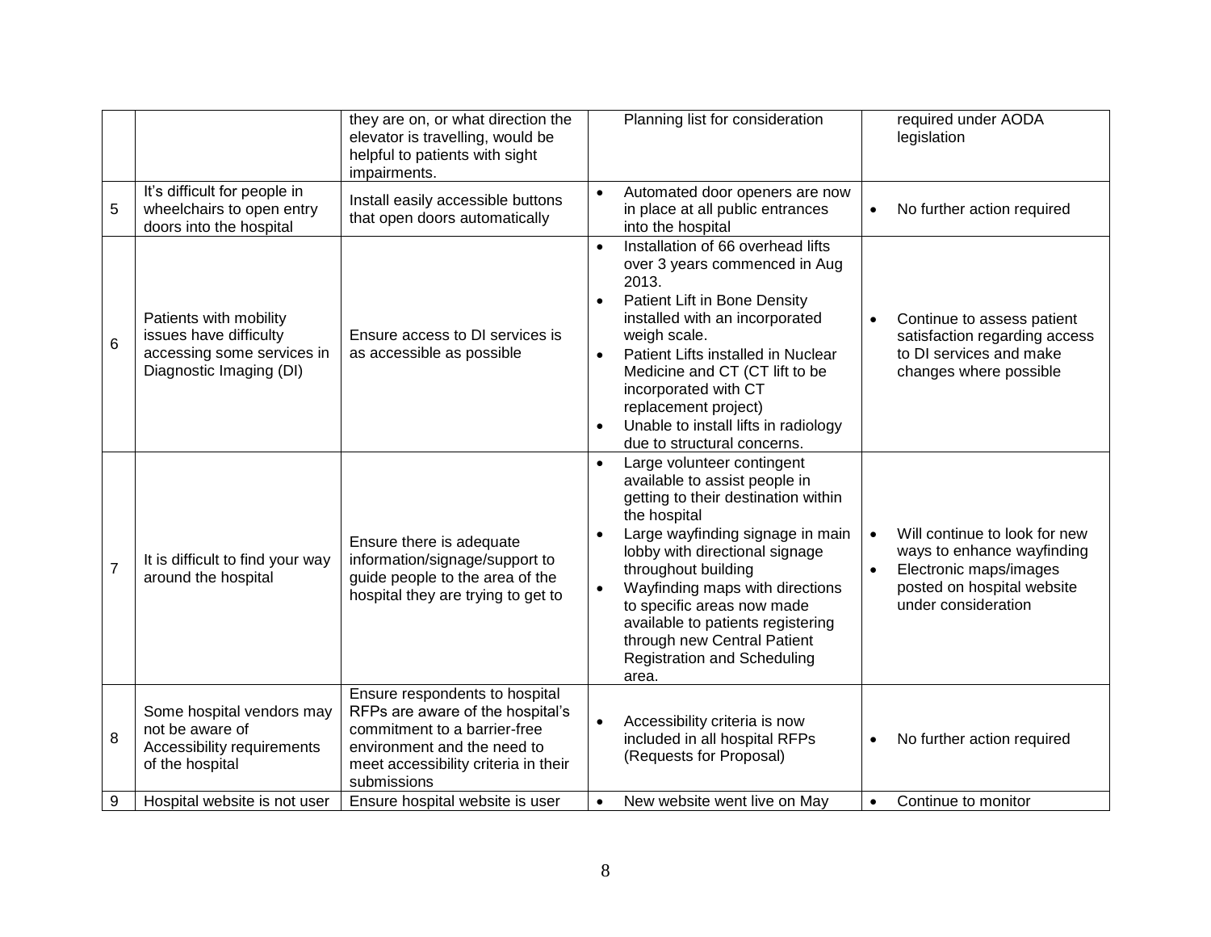| | | | | |
|---|---|---|---|---|
| | | they are on, or what direction the elevator is travelling, would be helpful to patients with sight impairments. | Planning list for consideration | required under AODA legislation |
| 5 | It's difficult for people in wheelchairs to open entry doors into the hospital | Install easily accessible buttons that open doors automatically | • Automated door openers are now in place at all public entrances into the hospital | • No further action required |
| 6 | Patients with mobility issues have difficulty accessing some services in Diagnostic Imaging (DI) | Ensure access to DI services is as accessible as possible | • Installation of 66 overhead lifts over 3 years commenced in Aug 2013.<br>• Patient Lift in Bone Density installed with an incorporated weigh scale.<br>• Patient Lifts installed in Nuclear Medicine and CT (CT lift to be incorporated with CT replacement project)<br>• Unable to install lifts in radiology due to structural concerns. | • Continue to assess patient satisfaction regarding access to DI services and make changes where possible |
| 7 | It is difficult to find your way around the hospital | Ensure there is adequate information/signage/support to guide people to the area of the hospital they are trying to get to | • Large volunteer contingent available to assist people in getting to their destination within the hospital<br>• Large wayfinding signage in main lobby with directional signage throughout building<br>• Wayfinding maps with directions to specific areas now made available to patients registering through new Central Patient Registration and Scheduling area. | • Will continue to look for new ways to enhance wayfinding<br>• Electronic maps/images posted on hospital website under consideration |
| 8 | Some hospital vendors may not be aware of Accessibility requirements of the hospital | Ensure respondents to hospital RFPs are aware of the hospital's commitment to a barrier-free environment and the need to meet accessibility criteria in their submissions | • Accessibility criteria is now included in all hospital RFPs (Requests for Proposal) | • No further action required |
| 9 | Hospital website is not user | Ensure hospital website is user | • New website went live on May | • Continue to monitor |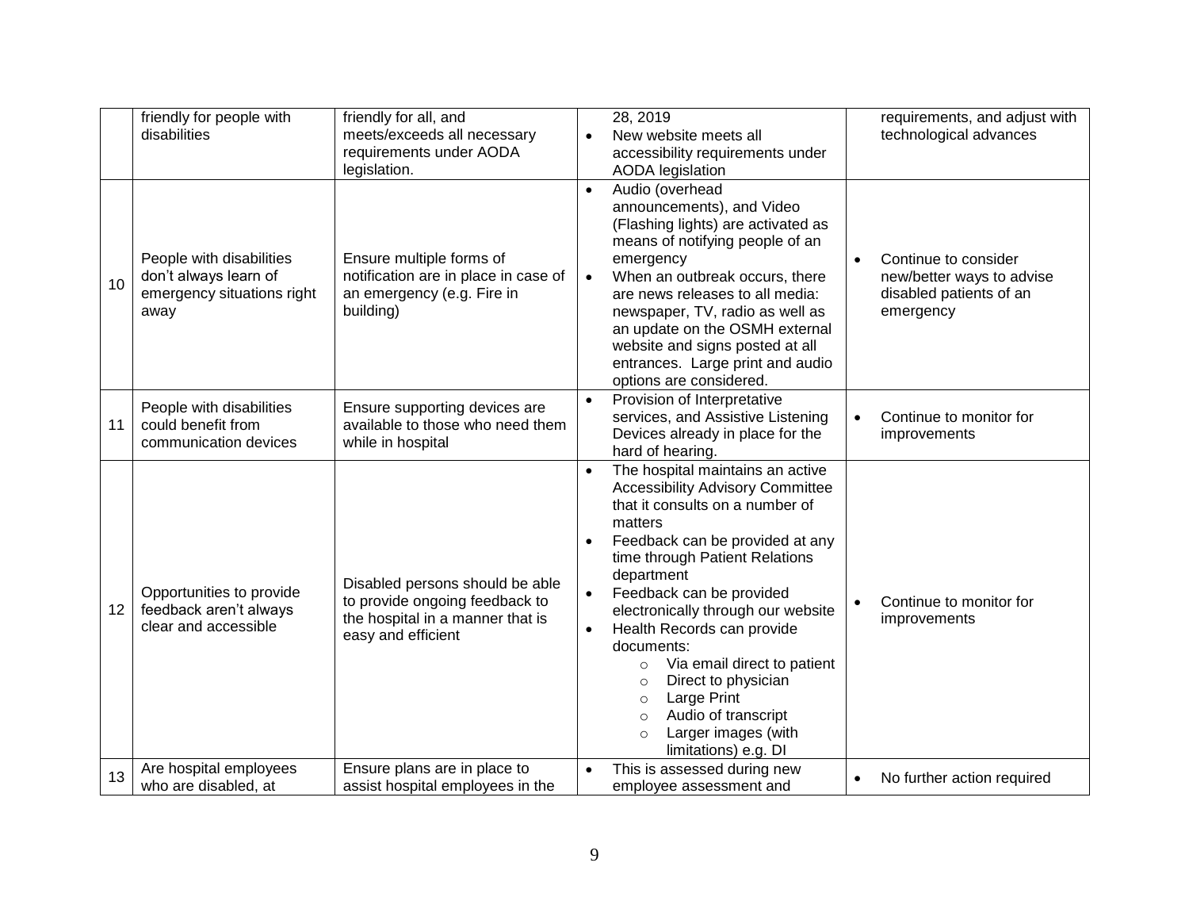| | | | | |
|---|---|---|---|---|
| | friendly for people with disabilities | friendly for all, and meets/exceeds all necessary requirements under AODA legislation. | 28, 2019<br>• New website meets all accessibility requirements under AODA legislation | requirements, and adjust with technological advances |
| 10 | People with disabilities don't always learn of emergency situations right away | Ensure multiple forms of notification are in place in case of an emergency (e.g. Fire in building) | • Audio (overhead announcements), and Video (Flashing lights) are activated as means of notifying people of an emergency<br>• When an outbreak occurs, there are news releases to all media: newspaper, TV, radio as well as an update on the OSMH external website and signs posted at all entrances. Large print and audio options are considered. | • Continue to consider new/better ways to advise disabled patients of an emergency |
| 11 | People with disabilities could benefit from communication devices | Ensure supporting devices are available to those who need them while in hospital | • Provision of Interpretative services, and Assistive Listening Devices already in place for the hard of hearing. | • Continue to monitor for improvements |
| 12 | Opportunities to provide feedback aren't always clear and accessible | Disabled persons should be able to provide ongoing feedback to the hospital in a manner that is easy and efficient | • The hospital maintains an active Accessibility Advisory Committee that it consults on a number of matters<br>• Feedback can be provided at any time through Patient Relations department<br>• Feedback can be provided electronically through our website<br>• Health Records can provide documents:<br>  ○ Via email direct to patient<br>  ○ Direct to physician<br>  ○ Large Print<br>  ○ Audio of transcript<br>  ○ Larger images (with limitations) e.g. DI | • Continue to monitor for improvements |
| 13 | Are hospital employees who are disabled, at | Ensure plans are in place to assist hospital employees in the | • This is assessed during new employee assessment and | • No further action required |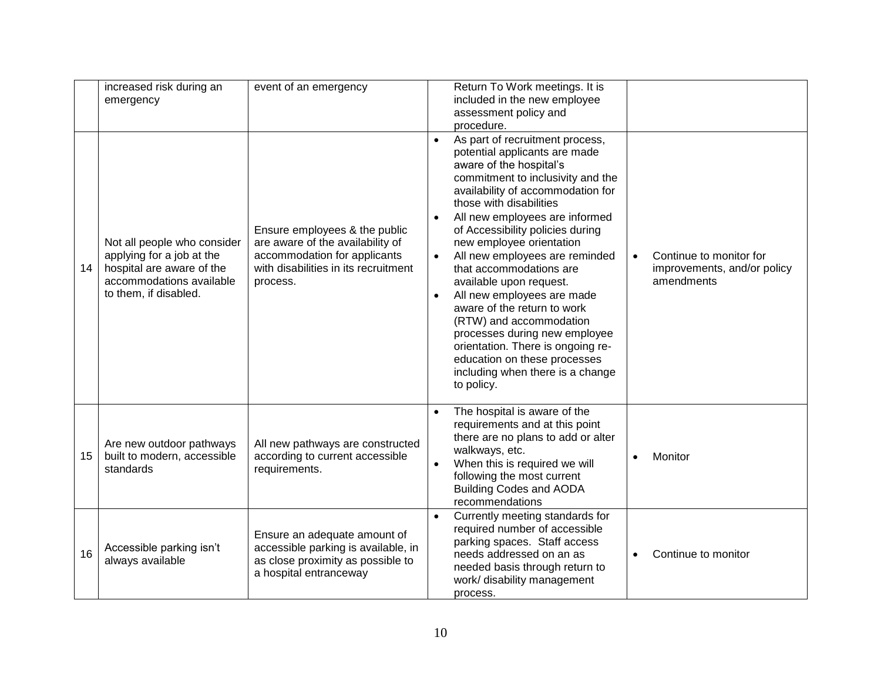| | | | | |
|---|---|---|---|---|
| | increased risk during an emergency | event of an emergency | Return To Work meetings. It is included in the new employee assessment policy and procedure. | |
| 14 | Not all people who consider applying for a job at the hospital are aware of the accommodations available to them, if disabled. | Ensure employees & the public are aware of the availability of accommodation for applicants with disabilities in its recruitment process. | • As part of recruitment process, potential applicants are made aware of the hospital's commitment to inclusivity and the availability of accommodation for those with disabilities<br>• All new employees are informed of Accessibility policies during new employee orientation<br>• All new employees are reminded that accommodations are available upon request.<br>• All new employees are made aware of the return to work (RTW) and accommodation processes during new employee orientation. There is ongoing re-education on these processes including when there is a change to policy. | • Continue to monitor for improvements, and/or policy amendments |
| 15 | Are new outdoor pathways built to modern, accessible standards | All new pathways are constructed according to current accessible requirements. | • The hospital is aware of the requirements and at this point there are no plans to add or alter walkways, etc.<br>• When this is required we will following the most current Building Codes and AODA recommendations | • Monitor |
| 16 | Accessible parking isn't always available | Ensure an adequate amount of accessible parking is available, in as close proximity as possible to a hospital entranceway | • Currently meeting standards for required number of accessible parking spaces. Staff access needs addressed on an as needed basis through return to work/ disability management process. | • Continue to monitor |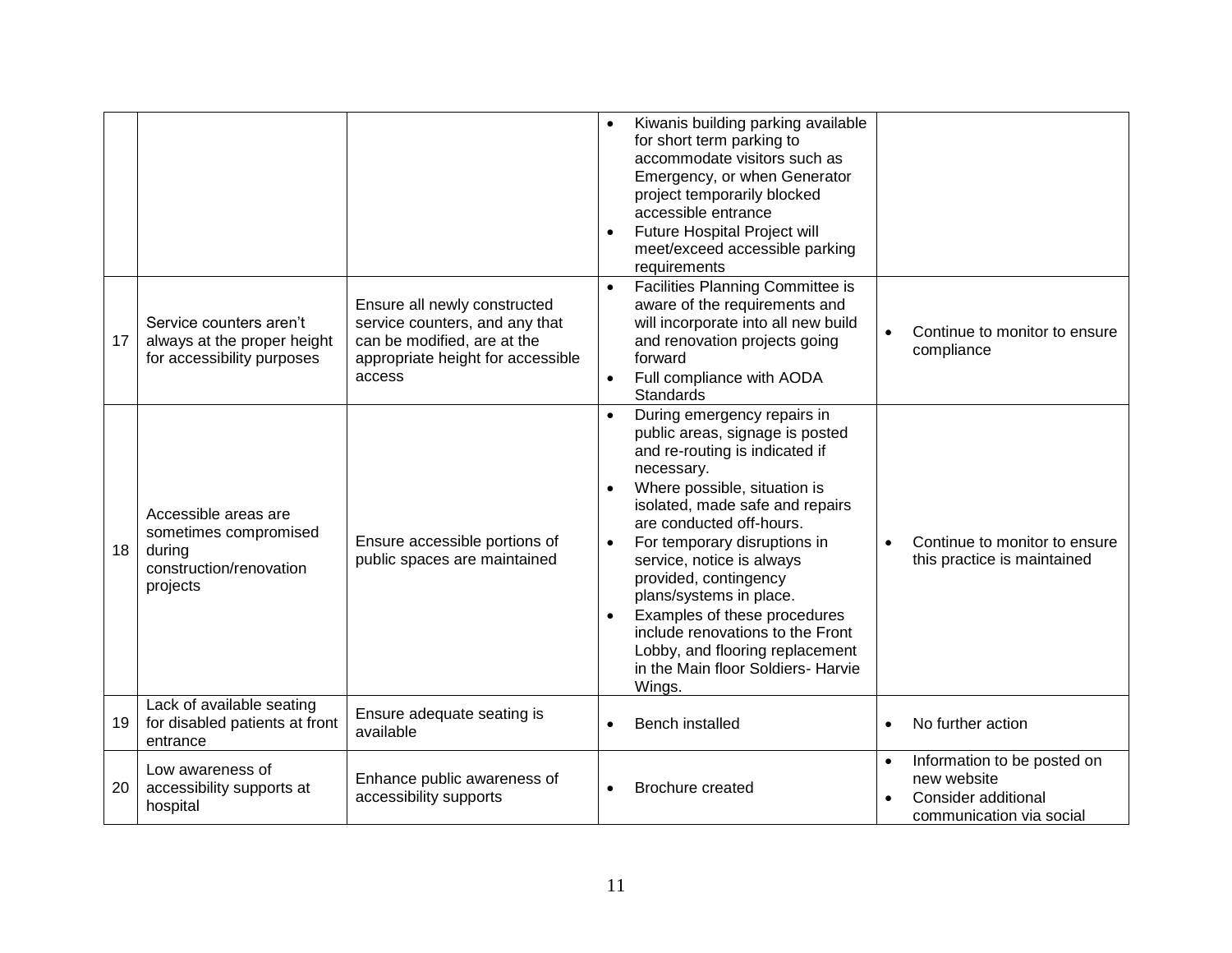| | | | | |
|---|---|---|---|---|
| | | | • Kiwanis building parking available for short term parking to accommodate visitors such as Emergency, or when Generator project temporarily blocked accessible entrance<br>• Future Hospital Project will meet/exceed accessible parking requirements | |
| 17 | Service counters aren't always at the proper height for accessibility purposes | Ensure all newly constructed service counters, and any that can be modified, are at the appropriate height for accessible access | • Facilities Planning Committee is aware of the requirements and will incorporate into all new build and renovation projects going forward<br>• Full compliance with AODA Standards | • Continue to monitor to ensure compliance |
| 18 | Accessible areas are sometimes compromised during construction/renovation projects | Ensure accessible portions of public spaces are maintained | • During emergency repairs in public areas, signage is posted and re-routing is indicated if necessary.<br>• Where possible, situation is isolated, made safe and repairs are conducted off-hours.<br>• For temporary disruptions in service, notice is always provided, contingency plans/systems in place.<br>• Examples of these procedures include renovations to the Front Lobby, and flooring replacement in the Main floor Soldiers- Harvie Wings. | • Continue to monitor to ensure this practice is maintained |
| 19 | Lack of available seating for disabled patients at front entrance | Ensure adequate seating is available | • Bench installed | • No further action |
| 20 | Low awareness of accessibility supports at hospital | Enhance public awareness of accessibility supports | • Brochure created | • Information to be posted on new website<br>• Consider additional communication via social |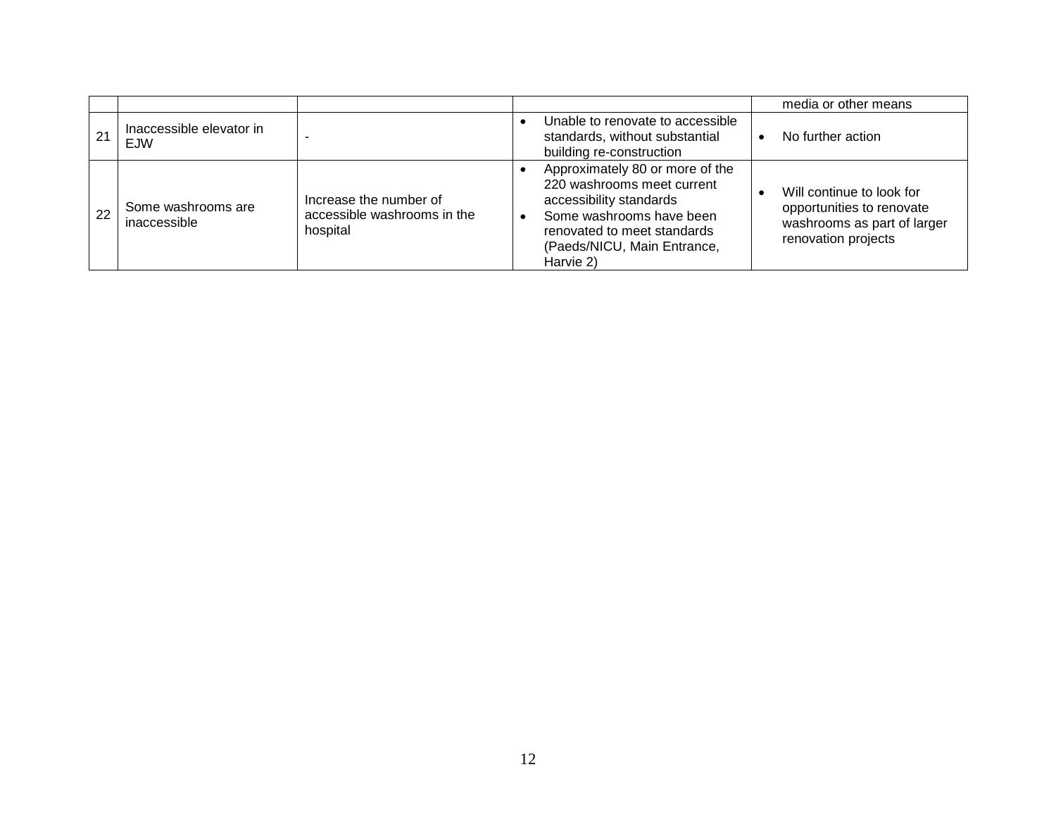| | | | | |
|---|---|---|---|---|
| | | | | media or other means |
| 21 | Inaccessible elevator in EJW | - | • Unable to renovate to accessible standards, without substantial building re-construction | • No further action |
| 22 | Some washrooms are inaccessible | Increase the number of accessible washrooms in the hospital | • Approximately 80 or more of the 220 washrooms meet current accessibility standards<br>• Some washrooms have been renovated to meet standards (Paeds/NICU, Main Entrance, Harvie 2) | • Will continue to look for opportunities to renovate washrooms as part of larger renovation projects |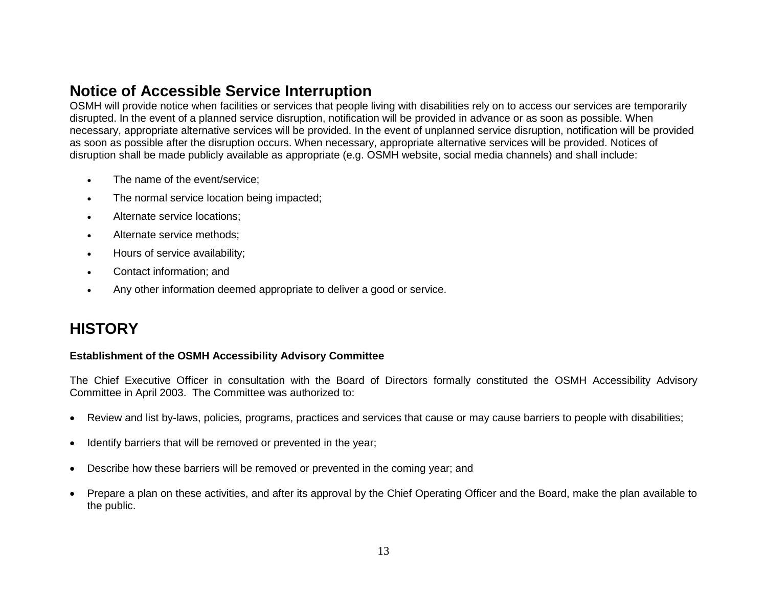## Notice of Accessible Service Interruption

OSMH will provide notice when facilities or services that people living with disabilities rely on to access our services are temporarily disrupted. In the event of a planned service disruption, notification will be provided in advance or as soon as possible. When necessary, appropriate alternative services will be provided. In the event of unplanned service disruption, notification will be provided as soon as possible after the disruption occurs. When necessary, appropriate alternative services will be provided. Notices of disruption shall be made publicly available as appropriate (e.g. OSMH website, social media channels) and shall include:

- The name of the event/service;
- The normal service location being impacted;
- Alternate service locations;
- Alternate service methods;
- Hours of service availability;
- Contact information; and
- Any other information deemed appropriate to deliver a good or service.

## HISTORY

**Establishment of the OSMH Accessibility Advisory Committee**

The Chief Executive Officer in consultation with the Board of Directors formally constituted the OSMH Accessibility Advisory Committee in April 2003. The Committee was authorized to:

- Review and list by-laws, policies, programs, practices and services that cause or may cause barriers to people with disabilities;
- Identify barriers that will be removed or prevented in the year;
- Describe how these barriers will be removed or prevented in the coming year; and
- Prepare a plan on these activities, and after its approval by the Chief Operating Officer and the Board, make the plan available to the public.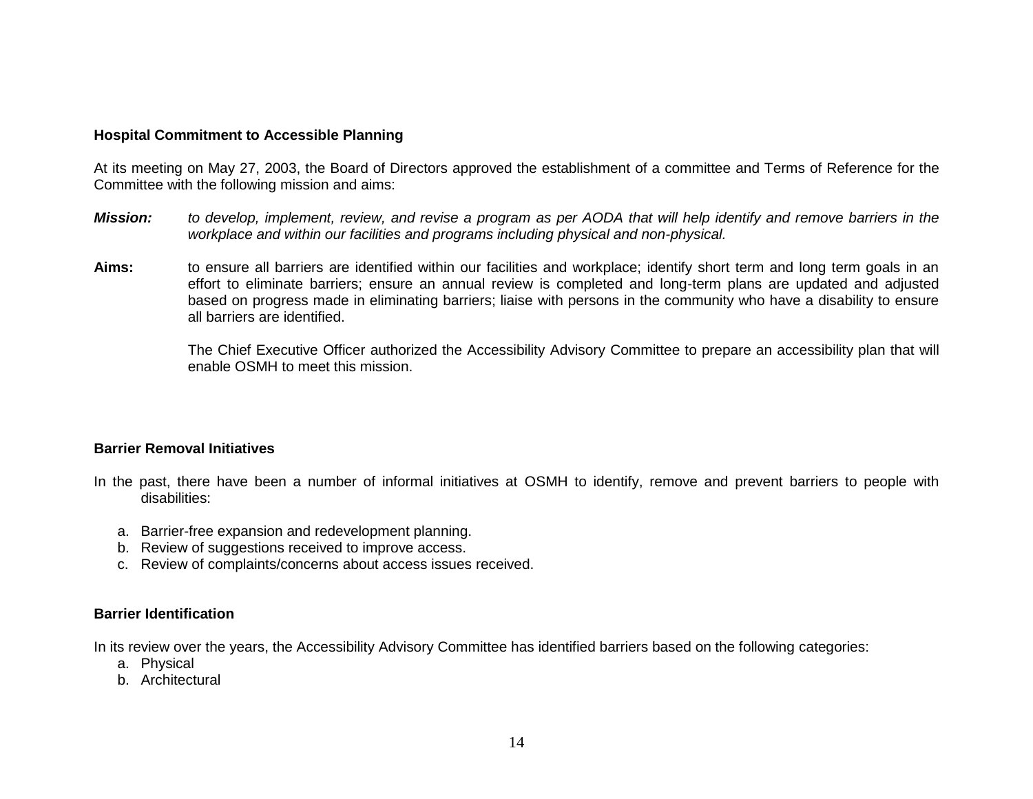**Hospital Commitment to Accessible Planning**

At its meeting on May 27, 2003, the Board of Directors approved the establishment of a committee and Terms of Reference for the Committee with the following mission and aims:

***Mission:*** *to develop, implement, review, and revise a program as per AODA that will help identify and remove barriers in the workplace and within our facilities and programs including physical and non-physical.*

**Aims:** to ensure all barriers are identified within our facilities and workplace; identify short term and long term goals in an effort to eliminate barriers; ensure an annual review is completed and long-term plans are updated and adjusted based on progress made in eliminating barriers; liaise with persons in the community who have a disability to ensure all barriers are identified.

The Chief Executive Officer authorized the Accessibility Advisory Committee to prepare an accessibility plan that will enable OSMH to meet this mission.

**Barrier Removal Initiatives**

In the past, there have been a number of informal initiatives at OSMH to identify, remove and prevent barriers to people with disabilities:

a. Barrier-free expansion and redevelopment planning.
b. Review of suggestions received to improve access.
c. Review of complaints/concerns about access issues received.

**Barrier Identification**

In its review over the years, the Accessibility Advisory Committee has identified barriers based on the following categories:

a. Physical
b. Architectural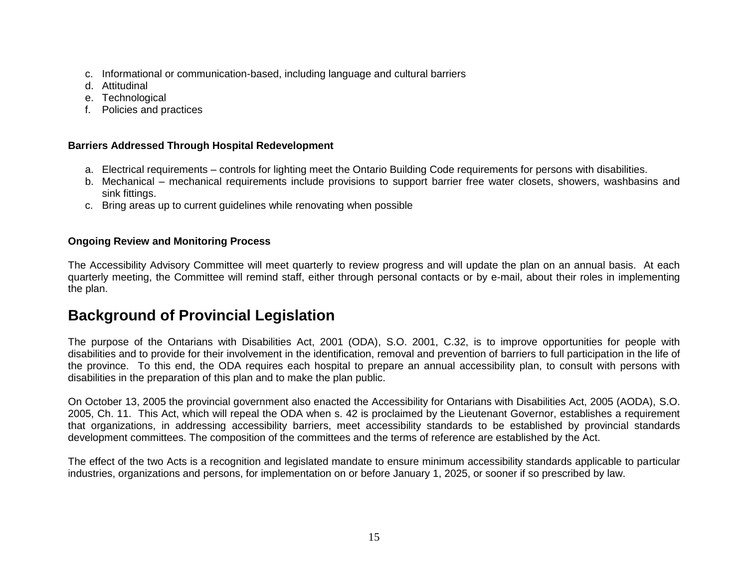c. Informational or communication-based, including language and cultural barriers
d. Attitudinal
e. Technological
f. Policies and practices

**Barriers Addressed Through Hospital Redevelopment**

a. Electrical requirements – controls for lighting meet the Ontario Building Code requirements for persons with disabilities.
b. Mechanical – mechanical requirements include provisions to support barrier free water closets, showers, washbasins and sink fittings.
c. Bring areas up to current guidelines while renovating when possible

**Ongoing Review and Monitoring Process**

The Accessibility Advisory Committee will meet quarterly to review progress and will update the plan on an annual basis. At each quarterly meeting, the Committee will remind staff, either through personal contacts or by e-mail, about their roles in implementing the plan.

# Background of Provincial Legislation

The purpose of the Ontarians with Disabilities Act, 2001 (ODA), S.O. 2001, C.32, is to improve opportunities for people with disabilities and to provide for their involvement in the identification, removal and prevention of barriers to full participation in the life of the province. To this end, the ODA requires each hospital to prepare an annual accessibility plan, to consult with persons with disabilities in the preparation of this plan and to make the plan public.

On October 13, 2005 the provincial government also enacted the Accessibility for Ontarians with Disabilities Act, 2005 (AODA), S.O. 2005, Ch. 11. This Act, which will repeal the ODA when s. 42 is proclaimed by the Lieutenant Governor, establishes a requirement that organizations, in addressing accessibility barriers, meet accessibility standards to be established by provincial standards development committees. The composition of the committees and the terms of reference are established by the Act.

The effect of the two Acts is a recognition and legislated mandate to ensure minimum accessibility standards applicable to particular industries, organizations and persons, for implementation on or before January 1, 2025, or sooner if so prescribed by law.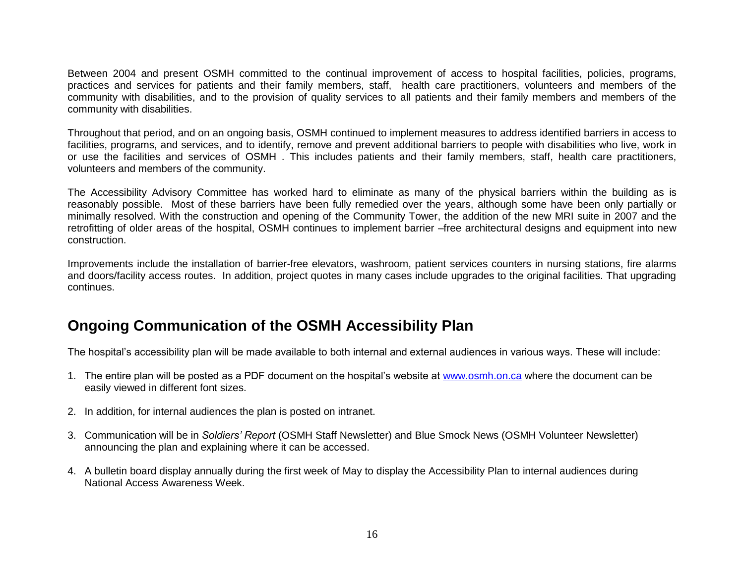Between 2004 and present OSMH committed to the continual improvement of access to hospital facilities, policies, programs, practices and services for patients and their family members, staff, health care practitioners, volunteers and members of the community with disabilities, and to the provision of quality services to all patients and their family members and members of the community with disabilities.

Throughout that period, and on an ongoing basis, OSMH continued to implement measures to address identified barriers in access to facilities, programs, and services, and to identify, remove and prevent additional barriers to people with disabilities who live, work in or use the facilities and services of OSMH . This includes patients and their family members, staff, health care practitioners, volunteers and members of the community.

The Accessibility Advisory Committee has worked hard to eliminate as many of the physical barriers within the building as is reasonably possible. Most of these barriers have been fully remedied over the years, although some have been only partially or minimally resolved. With the construction and opening of the Community Tower, the addition of the new MRI suite in 2007 and the retrofitting of older areas of the hospital, OSMH continues to implement barrier –free architectural designs and equipment into new construction.

Improvements include the installation of barrier-free elevators, washroom, patient services counters in nursing stations, fire alarms and doors/facility access routes. In addition, project quotes in many cases include upgrades to the original facilities. That upgrading continues.

## Ongoing Communication of the OSMH Accessibility Plan

The hospital's accessibility plan will be made available to both internal and external audiences in various ways. These will include:

1. The entire plan will be posted as a PDF document on the hospital's website at [www.osmh.on.ca](http://www.osmh.on.ca) where the document can be easily viewed in different font sizes.

2. In addition, for internal audiences the plan is posted on intranet.

3. Communication will be in *Soldiers' Report* (OSMH Staff Newsletter) and Blue Smock News (OSMH Volunteer Newsletter) announcing the plan and explaining where it can be accessed.

4. A bulletin board display annually during the first week of May to display the Accessibility Plan to internal audiences during National Access Awareness Week.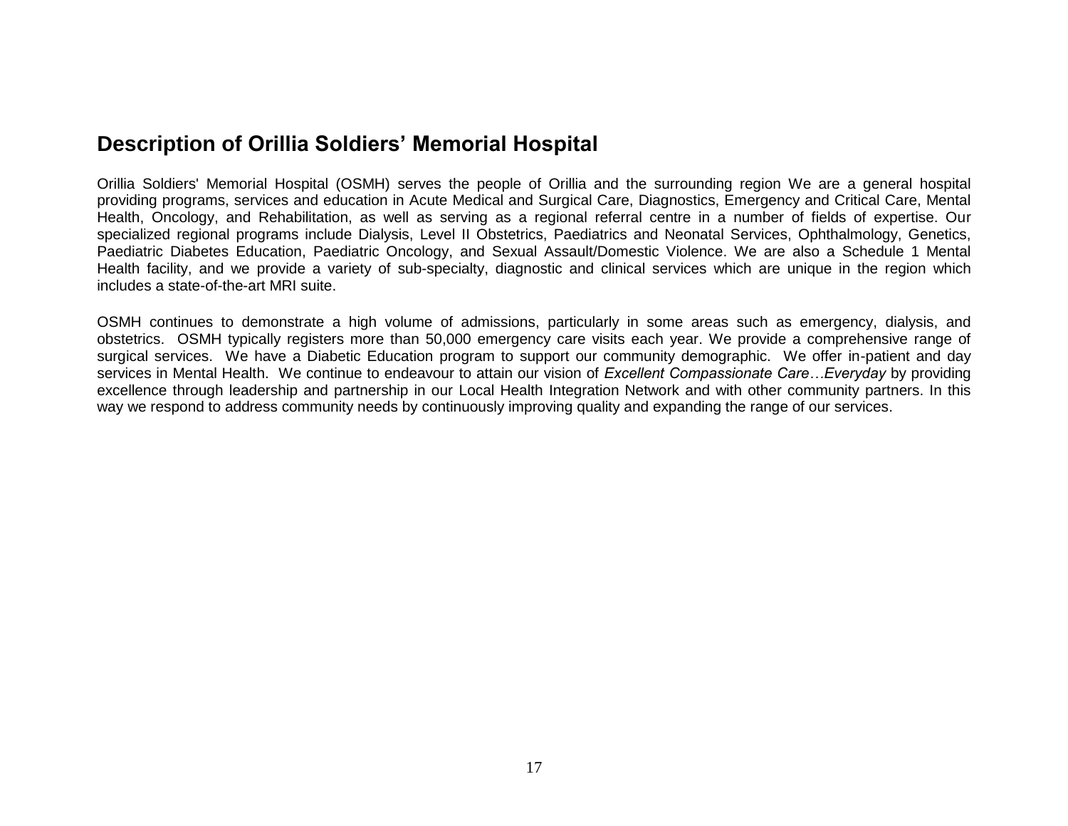## Description of Orillia Soldiers' Memorial Hospital

Orillia Soldiers' Memorial Hospital (OSMH) serves the people of Orillia and the surrounding region We are a general hospital providing programs, services and education in Acute Medical and Surgical Care, Diagnostics, Emergency and Critical Care, Mental Health, Oncology, and Rehabilitation, as well as serving as a regional referral centre in a number of fields of expertise. Our specialized regional programs include Dialysis, Level II Obstetrics, Paediatrics and Neonatal Services, Ophthalmology, Genetics, Paediatric Diabetes Education, Paediatric Oncology, and Sexual Assault/Domestic Violence. We are also a Schedule 1 Mental Health facility, and we provide a variety of sub-specialty, diagnostic and clinical services which are unique in the region which includes a state-of-the-art MRI suite.

OSMH continues to demonstrate a high volume of admissions, particularly in some areas such as emergency, dialysis, and obstetrics. OSMH typically registers more than 50,000 emergency care visits each year. We provide a comprehensive range of surgical services. We have a Diabetic Education program to support our community demographic. We offer in-patient and day services in Mental Health. We continue to endeavour to attain our vision of *Excellent Compassionate Care…Everyday* by providing excellence through leadership and partnership in our Local Health Integration Network and with other community partners. In this way we respond to address community needs by continuously improving quality and expanding the range of our services.